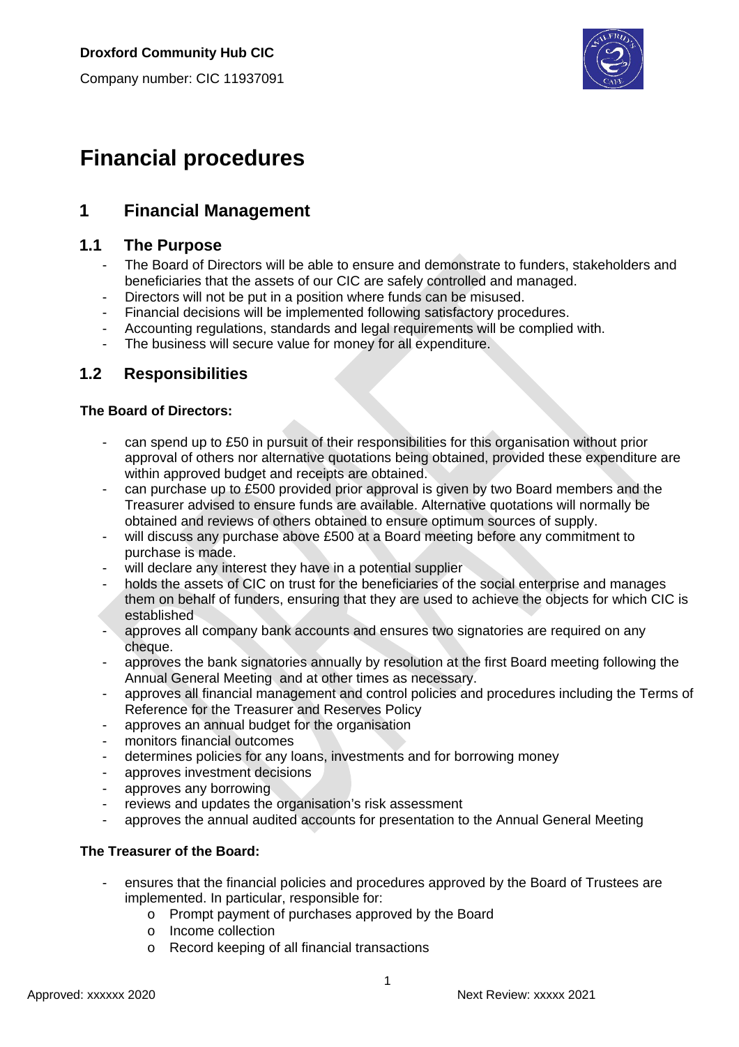**Droxford Community Hub CIC**

Company number: CIC 11937091

# Financial procedures

## 1 Financial Management

### 1.1 The Purpose

- The Board of Directors will be able to ensure and demonstrate to funders, stakeholders and beneficiaries that the assets of our CIC are safely controlled and managed.
- Directors will not be put in a position where funds can be misused.
- Financial decisions will be implemented following satisfactory procedures.
- Accounting regulations, standards and legal requirements will be complied with.
- The business will secure value for money for all expenditure.

### 1.2 Responsibilities

**The Board of Directors:**

- can spend up to £50 in pursuit of their responsibilities for this organisation without prior approval of others nor alternative quotations being obtained, provided these expenditure are within approved budget and receipts are obtained.
- can purchase up to £500 provided prior approval is given by two Board members and the Treasurer advised to ensure funds are available. Alternative quotations will normally be obtained and reviews of others obtained to ensure optimum sources of supply.
- will discuss any purchase above £500 at a Board meeting before any commitment to purchase is made.
- will declare any interest they have in a potential supplier
- holds the assets of CIC on trust for the beneficiaries of the social enterprise and manages them on behalf of funders, ensuring that they are used to achieve the objects for which CIC is established
- approves all company bank accounts and ensures two signatories are required on any cheque.
- approves the bank signatories annually by resolution at the first Board meeting following the Annual General Meeting and at other times as necessary.
- approves all financial management and control policies and procedures including the Terms of Reference for the Treasurer and Reserves Policy
- approves an annual budget for the organisation
- monitors financial outcomes
- determines policies for any loans, investments and for borrowing money
- approves investment decisions
- approves any borrowing
- reviews and updates the organisation's risk assessment
- approves the annual audited accounts for presentation to the Annual General Meeting

**The Treasurer of the Board:**

- ensures that the financial policies and procedures approved by the Board of Trustees are implemented. In particular, responsible for:
  - Prompt payment of purchases approved by the Board
  - Income collection
  - Record keeping of all financial transactions

Approved: xxxxxx 2020 Next Review: xxxxx 2021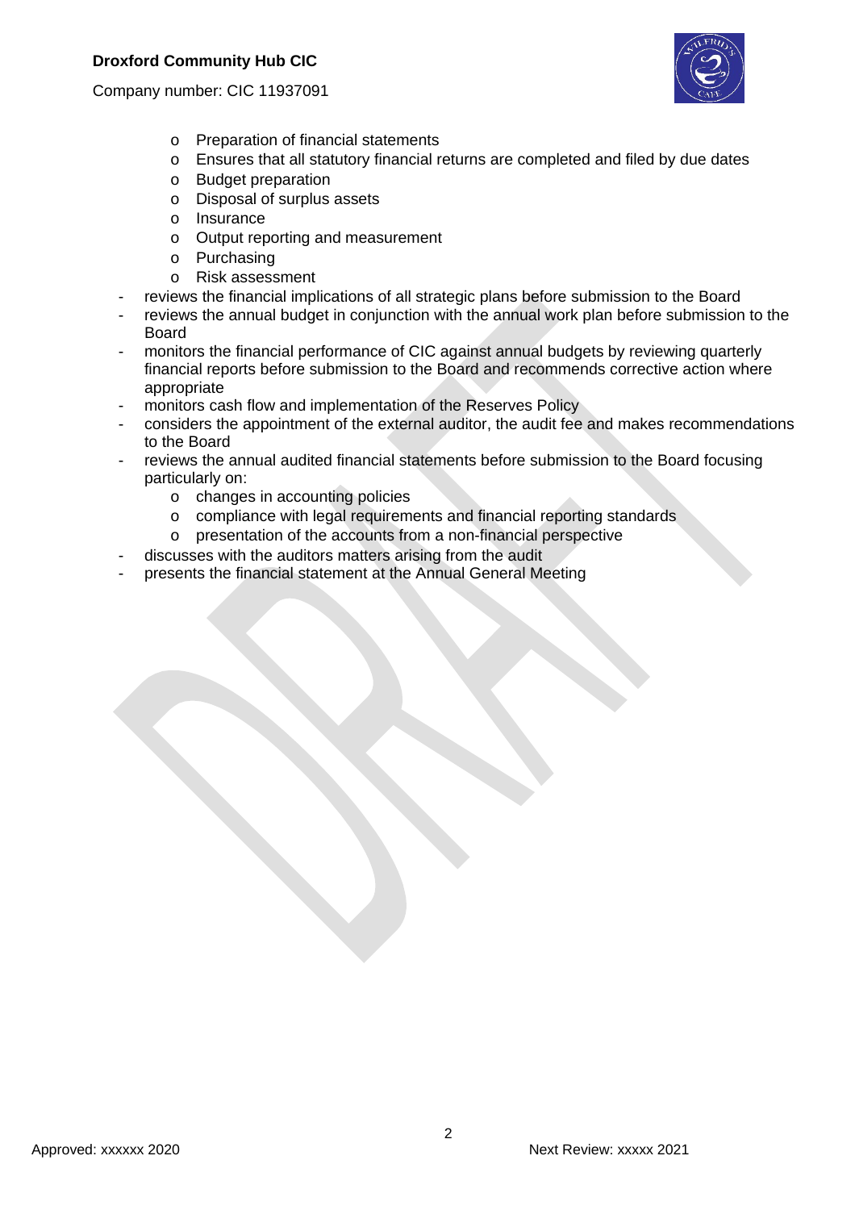- Preparation of financial statements
  - Ensures that all statutory financial returns are completed and filed by due dates
  - Budget preparation
  - Disposal of surplus assets
  - Insurance
  - Output reporting and measurement
  - Purchasing
  - Risk assessment
- reviews the financial implications of all strategic plans before submission to the Board
- reviews the annual budget in conjunction with the annual work plan before submission to the Board
- monitors the financial performance of CIC against annual budgets by reviewing quarterly financial reports before submission to the Board and recommends corrective action where appropriate
- monitors cash flow and implementation of the Reserves Policy
- considers the appointment of the external auditor, the audit fee and makes recommendations to the Board
- reviews the annual audited financial statements before submission to the Board focusing particularly on:
  - changes in accounting policies
  - compliance with legal requirements and financial reporting standards
  - presentation of the accounts from a non-financial perspective
- discusses with the auditors matters arising from the audit
- presents the financial statement at the Annual General Meeting

Approved: xxxxxx 2020

Next Review: xxxxx 2021